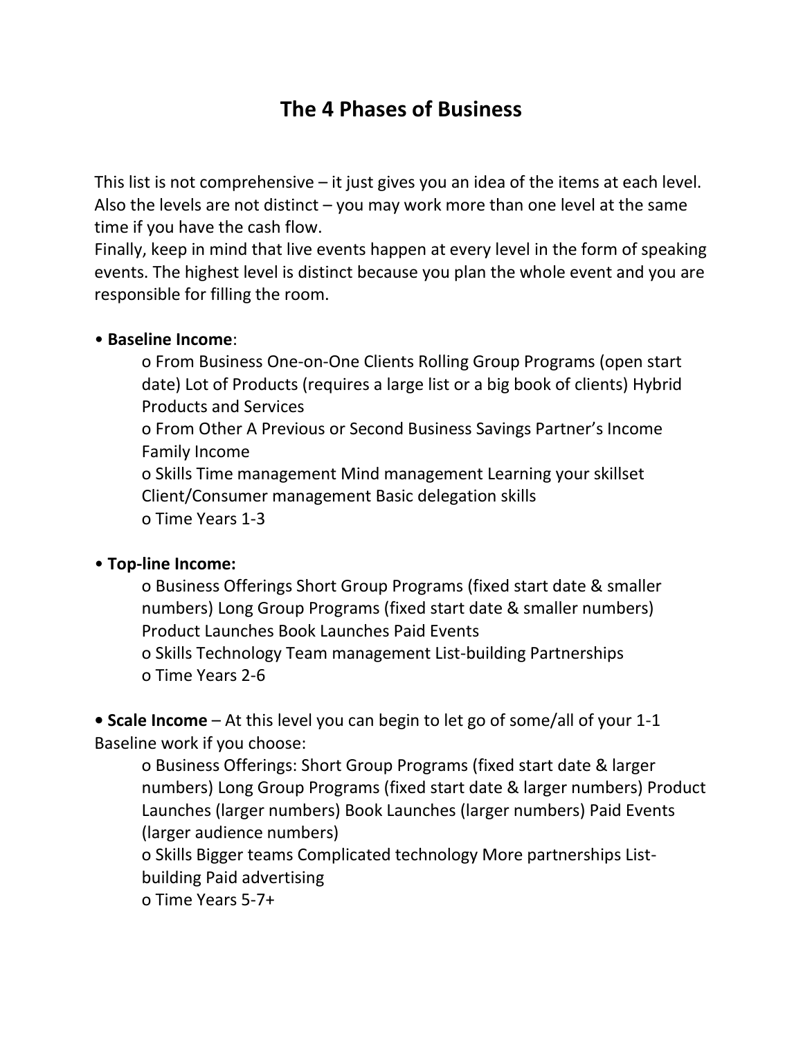# The 4 Phases of Business

This list is not comprehensive – it just gives you an idea of the items at each level. Also the levels are not distinct – you may work more than one level at the same time if you have the cash flow.
Finally, keep in mind that live events happen at every level in the form of speaking events. The highest level is distinct because you plan the whole event and you are responsible for filling the room.

- **Baseline Income**:
  - From Business One-on-One Clients Rolling Group Programs (open start date) Lot of Products (requires a large list or a big book of clients) Hybrid Products and Services
  - From Other A Previous or Second Business Savings Partner's Income Family Income
  - Skills Time management Mind management Learning your skillset Client/Consumer management Basic delegation skills
  - Time Years 1-3

- **Top-line Income:**
  - Business Offerings Short Group Programs (fixed start date & smaller numbers) Long Group Programs (fixed start date & smaller numbers) Product Launches Book Launches Paid Events
  - Skills Technology Team management List-building Partnerships
  - Time Years 2-6

- **Scale Income** – At this level you can begin to let go of some/all of your 1-1 Baseline work if you choose:
  - Business Offerings: Short Group Programs (fixed start date & larger numbers) Long Group Programs (fixed start date & larger numbers) Product Launches (larger numbers) Book Launches (larger numbers) Paid Events (larger audience numbers)
  - Skills Bigger teams Complicated technology More partnerships List-building Paid advertising
  - Time Years 5-7+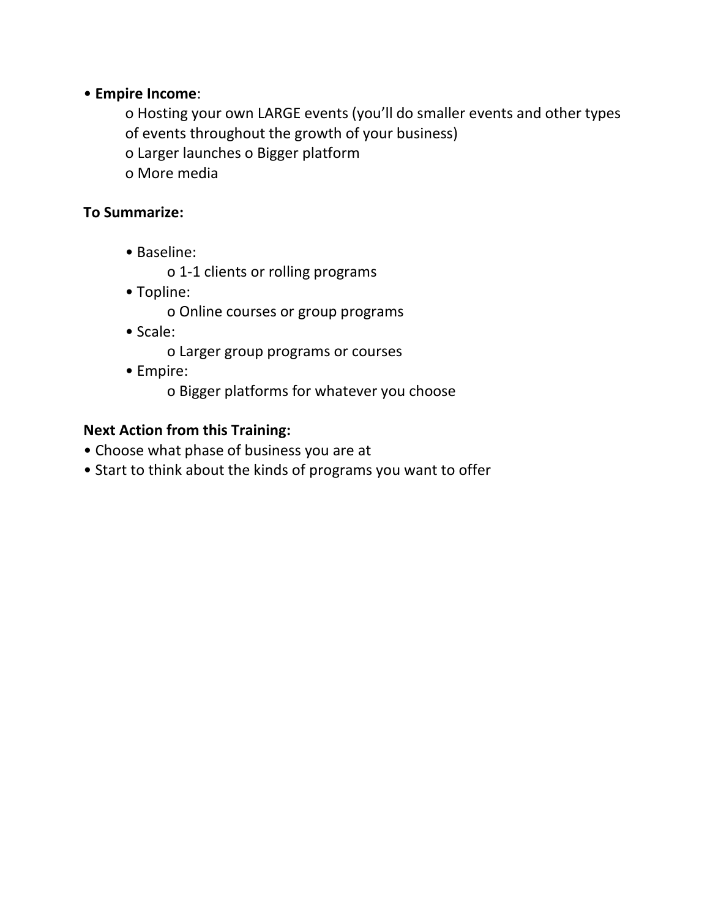- **Empire Income**:
    - Hosting your own LARGE events (you'll do smaller events and other types of events throughout the growth of your business)
    - Larger launches o Bigger platform
    - More media

**To Summarize:**

- Baseline:
    - 1-1 clients or rolling programs
- Topline:
    - Online courses or group programs
- Scale:
    - Larger group programs or courses
- Empire:
    - Bigger platforms for whatever you choose

**Next Action from this Training:**

- Choose what phase of business you are at
- Start to think about the kinds of programs you want to offer